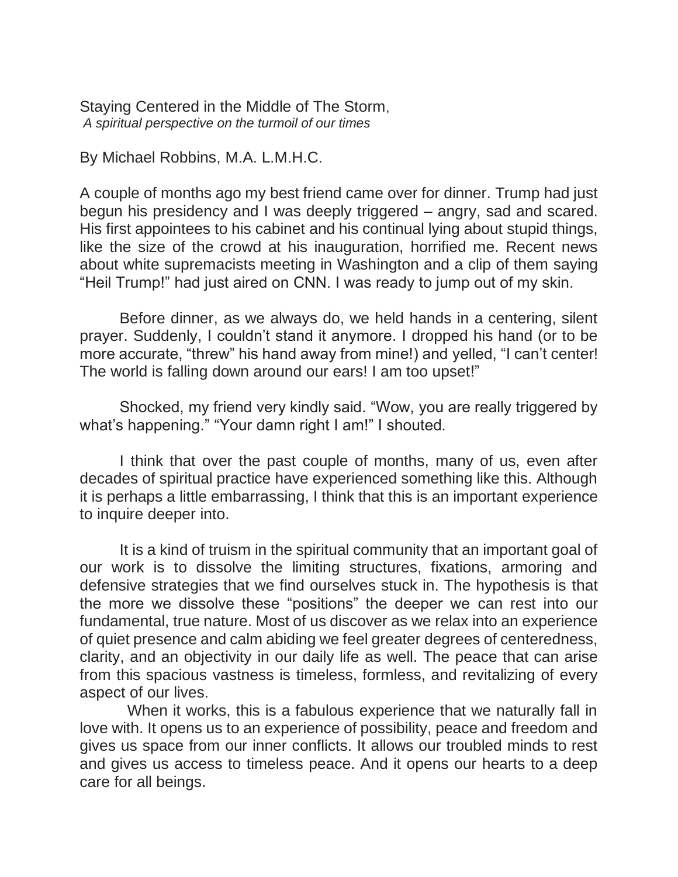# Staying Centered in the Middle of The Storm,

*A spiritual perspective on the turmoil of our times*

By Michael Robbins, M.A. L.M.H.C.

A couple of months ago my best friend came over for dinner. Trump had just begun his presidency and I was deeply triggered – angry, sad and scared. His first appointees to his cabinet and his continual lying about stupid things, like the size of the crowd at his inauguration, horrified me. Recent news about white supremacists meeting in Washington and a clip of them saying "Heil Trump!" had just aired on CNN. I was ready to jump out of my skin.

Before dinner, as we always do, we held hands in a centering, silent prayer. Suddenly, I couldn't stand it anymore. I dropped his hand (or to be more accurate, "threw" his hand away from mine!) and yelled, "I can't center! The world is falling down around our ears! I am too upset!"

Shocked, my friend very kindly said. "Wow, you are really triggered by what's happening." "Your damn right I am!" I shouted.

I think that over the past couple of months, many of us, even after decades of spiritual practice have experienced something like this. Although it is perhaps a little embarrassing, I think that this is an important experience to inquire deeper into.

It is a kind of truism in the spiritual community that an important goal of our work is to dissolve the limiting structures, fixations, armoring and defensive strategies that we find ourselves stuck in. The hypothesis is that the more we dissolve these "positions" the deeper we can rest into our fundamental, true nature. Most of us discover as we relax into an experience of quiet presence and calm abiding we feel greater degrees of centeredness, clarity, and an objectivity in our daily life as well. The peace that can arise from this spacious vastness is timeless, formless, and revitalizing of every aspect of our lives.

When it works, this is a fabulous experience that we naturally fall in love with. It opens us to an experience of possibility, peace and freedom and gives us space from our inner conflicts. It allows our troubled minds to rest and gives us access to timeless peace. And it opens our hearts to a deep care for all beings.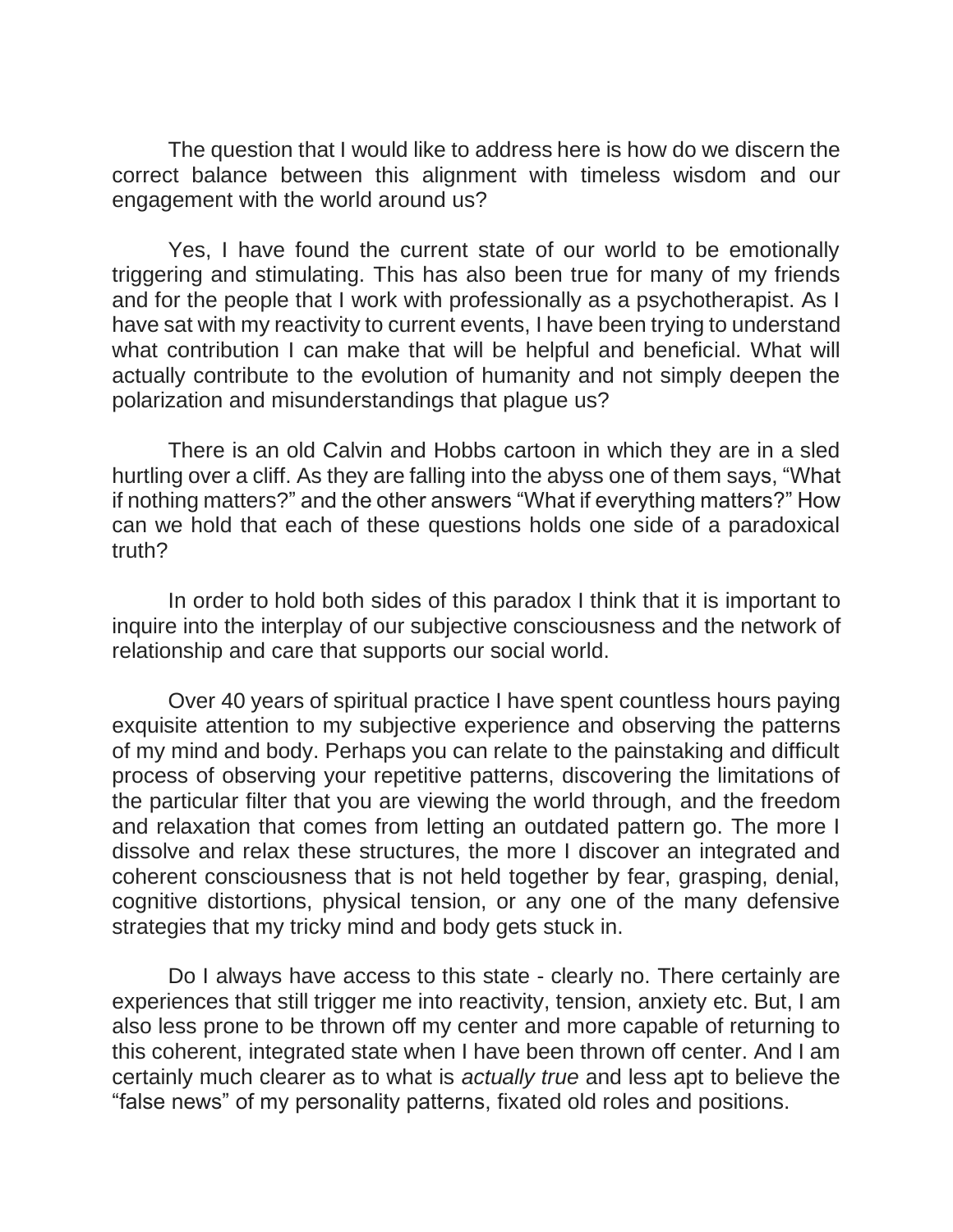The question that I would like to address here is how do we discern the correct balance between this alignment with timeless wisdom and our engagement with the world around us?

Yes, I have found the current state of our world to be emotionally triggering and stimulating. This has also been true for many of my friends and for the people that I work with professionally as a psychotherapist. As I have sat with my reactivity to current events, I have been trying to understand what contribution I can make that will be helpful and beneficial. What will actually contribute to the evolution of humanity and not simply deepen the polarization and misunderstandings that plague us?

There is an old Calvin and Hobbs cartoon in which they are in a sled hurtling over a cliff. As they are falling into the abyss one of them says, "What if nothing matters?" and the other answers "What if everything matters?" How can we hold that each of these questions holds one side of a paradoxical truth?

In order to hold both sides of this paradox I think that it is important to inquire into the interplay of our subjective consciousness and the network of relationship and care that supports our social world.

Over 40 years of spiritual practice I have spent countless hours paying exquisite attention to my subjective experience and observing the patterns of my mind and body. Perhaps you can relate to the painstaking and difficult process of observing your repetitive patterns, discovering the limitations of the particular filter that you are viewing the world through, and the freedom and relaxation that comes from letting an outdated pattern go. The more I dissolve and relax these structures, the more I discover an integrated and coherent consciousness that is not held together by fear, grasping, denial, cognitive distortions, physical tension, or any one of the many defensive strategies that my tricky mind and body gets stuck in.

Do I always have access to this state - clearly no. There certainly are experiences that still trigger me into reactivity, tension, anxiety etc. But, I am also less prone to be thrown off my center and more capable of returning to this coherent, integrated state when I have been thrown off center. And I am certainly much clearer as to what is *actually true* and less apt to believe the "false news" of my personality patterns, fixated old roles and positions.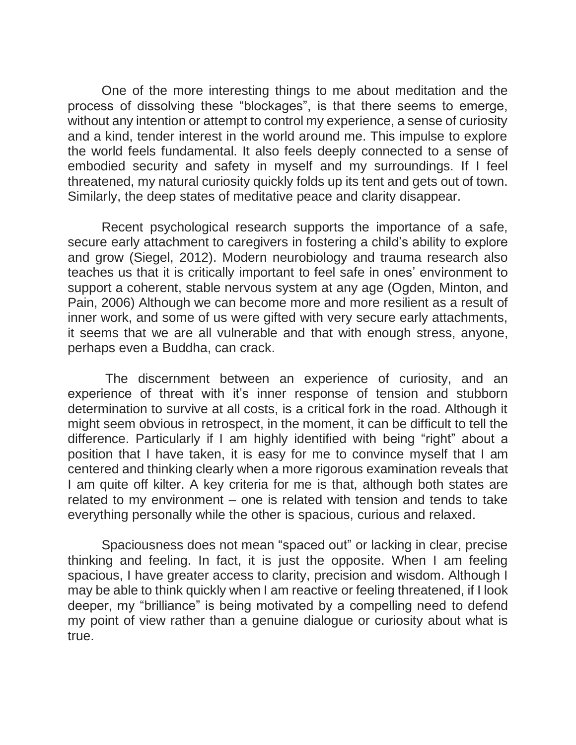One of the more interesting things to me about meditation and the process of dissolving these "blockages", is that there seems to emerge, without any intention or attempt to control my experience, a sense of curiosity and a kind, tender interest in the world around me. This impulse to explore the world feels fundamental. It also feels deeply connected to a sense of embodied security and safety in myself and my surroundings. If I feel threatened, my natural curiosity quickly folds up its tent and gets out of town. Similarly, the deep states of meditative peace and clarity disappear.

Recent psychological research supports the importance of a safe, secure early attachment to caregivers in fostering a child's ability to explore and grow (Siegel, 2012). Modern neurobiology and trauma research also teaches us that it is critically important to feel safe in ones' environment to support a coherent, stable nervous system at any age (Ogden, Minton, and Pain, 2006) Although we can become more and more resilient as a result of inner work, and some of us were gifted with very secure early attachments, it seems that we are all vulnerable and that with enough stress, anyone, perhaps even a Buddha, can crack.

The discernment between an experience of curiosity, and an experience of threat with it's inner response of tension and stubborn determination to survive at all costs, is a critical fork in the road. Although it might seem obvious in retrospect, in the moment, it can be difficult to tell the difference. Particularly if I am highly identified with being "right" about a position that I have taken, it is easy for me to convince myself that I am centered and thinking clearly when a more rigorous examination reveals that I am quite off kilter. A key criteria for me is that, although both states are related to my environment – one is related with tension and tends to take everything personally while the other is spacious, curious and relaxed.

Spaciousness does not mean "spaced out" or lacking in clear, precise thinking and feeling. In fact, it is just the opposite. When I am feeling spacious, I have greater access to clarity, precision and wisdom. Although I may be able to think quickly when I am reactive or feeling threatened, if I look deeper, my "brilliance" is being motivated by a compelling need to defend my point of view rather than a genuine dialogue or curiosity about what is true.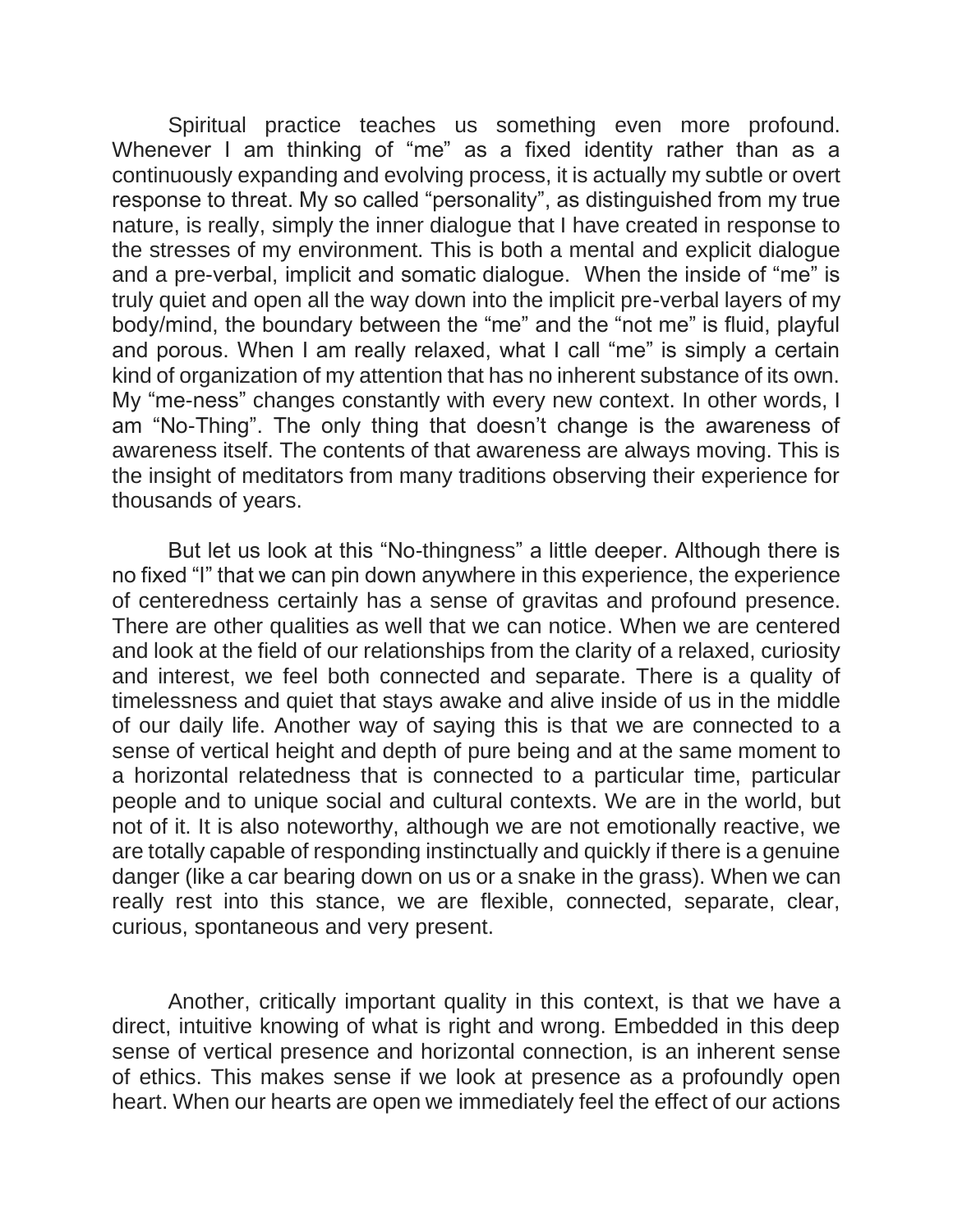Spiritual practice teaches us something even more profound. Whenever I am thinking of "me" as a fixed identity rather than as a continuously expanding and evolving process, it is actually my subtle or overt response to threat. My so called "personality", as distinguished from my true nature, is really, simply the inner dialogue that I have created in response to the stresses of my environment. This is both a mental and explicit dialogue and a pre-verbal, implicit and somatic dialogue. When the inside of "me" is truly quiet and open all the way down into the implicit pre-verbal layers of my body/mind, the boundary between the "me" and the "not me" is fluid, playful and porous. When I am really relaxed, what I call "me" is simply a certain kind of organization of my attention that has no inherent substance of its own. My "me-ness" changes constantly with every new context. In other words, I am "No-Thing". The only thing that doesn't change is the awareness of awareness itself. The contents of that awareness are always moving. This is the insight of meditators from many traditions observing their experience for thousands of years.

But let us look at this "No-thingness" a little deeper. Although there is no fixed "I" that we can pin down anywhere in this experience, the experience of centeredness certainly has a sense of gravitas and profound presence. There are other qualities as well that we can notice. When we are centered and look at the field of our relationships from the clarity of a relaxed, curiosity and interest, we feel both connected and separate. There is a quality of timelessness and quiet that stays awake and alive inside of us in the middle of our daily life. Another way of saying this is that we are connected to a sense of vertical height and depth of pure being and at the same moment to a horizontal relatedness that is connected to a particular time, particular people and to unique social and cultural contexts. We are in the world, but not of it. It is also noteworthy, although we are not emotionally reactive, we are totally capable of responding instinctually and quickly if there is a genuine danger (like a car bearing down on us or a snake in the grass). When we can really rest into this stance, we are flexible, connected, separate, clear, curious, spontaneous and very present.

Another, critically important quality in this context, is that we have a direct, intuitive knowing of what is right and wrong. Embedded in this deep sense of vertical presence and horizontal connection, is an inherent sense of ethics. This makes sense if we look at presence as a profoundly open heart. When our hearts are open we immediately feel the effect of our actions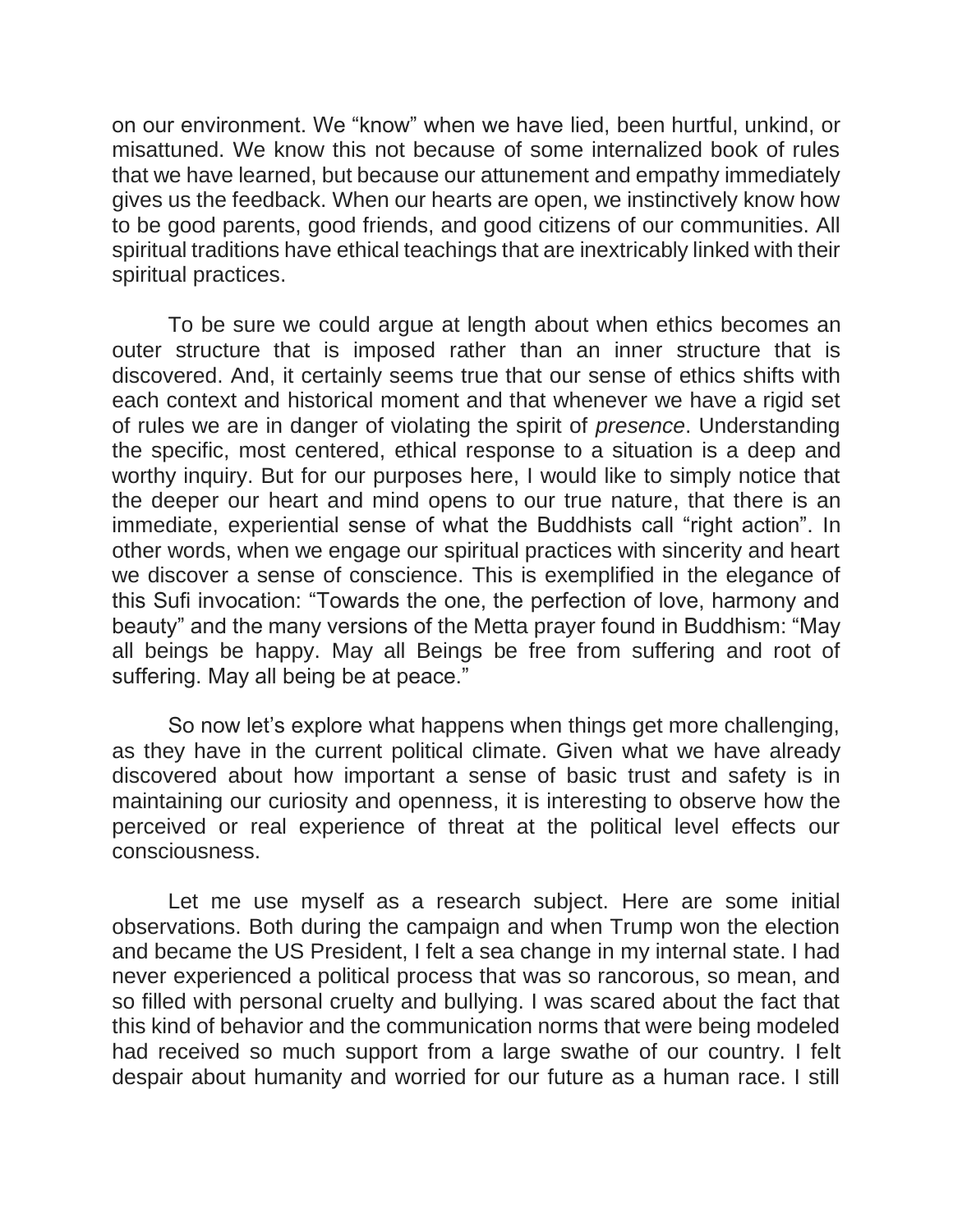on our environment. We "know" when we have lied, been hurtful, unkind, or misattuned. We know this not because of some internalized book of rules that we have learned, but because our attunement and empathy immediately gives us the feedback. When our hearts are open, we instinctively know how to be good parents, good friends, and good citizens of our communities. All spiritual traditions have ethical teachings that are inextricably linked with their spiritual practices.

To be sure we could argue at length about when ethics becomes an outer structure that is imposed rather than an inner structure that is discovered. And, it certainly seems true that our sense of ethics shifts with each context and historical moment and that whenever we have a rigid set of rules we are in danger of violating the spirit of *presence*. Understanding the specific, most centered, ethical response to a situation is a deep and worthy inquiry. But for our purposes here, I would like to simply notice that the deeper our heart and mind opens to our true nature, that there is an immediate, experiential sense of what the Buddhists call "right action". In other words, when we engage our spiritual practices with sincerity and heart we discover a sense of conscience. This is exemplified in the elegance of this Sufi invocation: "Towards the one, the perfection of love, harmony and beauty" and the many versions of the Metta prayer found in Buddhism: "May all beings be happy. May all Beings be free from suffering and root of suffering. May all being be at peace."

So now let's explore what happens when things get more challenging, as they have in the current political climate. Given what we have already discovered about how important a sense of basic trust and safety is in maintaining our curiosity and openness, it is interesting to observe how the perceived or real experience of threat at the political level effects our consciousness.

Let me use myself as a research subject. Here are some initial observations. Both during the campaign and when Trump won the election and became the US President, I felt a sea change in my internal state. I had never experienced a political process that was so rancorous, so mean, and so filled with personal cruelty and bullying. I was scared about the fact that this kind of behavior and the communication norms that were being modeled had received so much support from a large swathe of our country. I felt despair about humanity and worried for our future as a human race. I still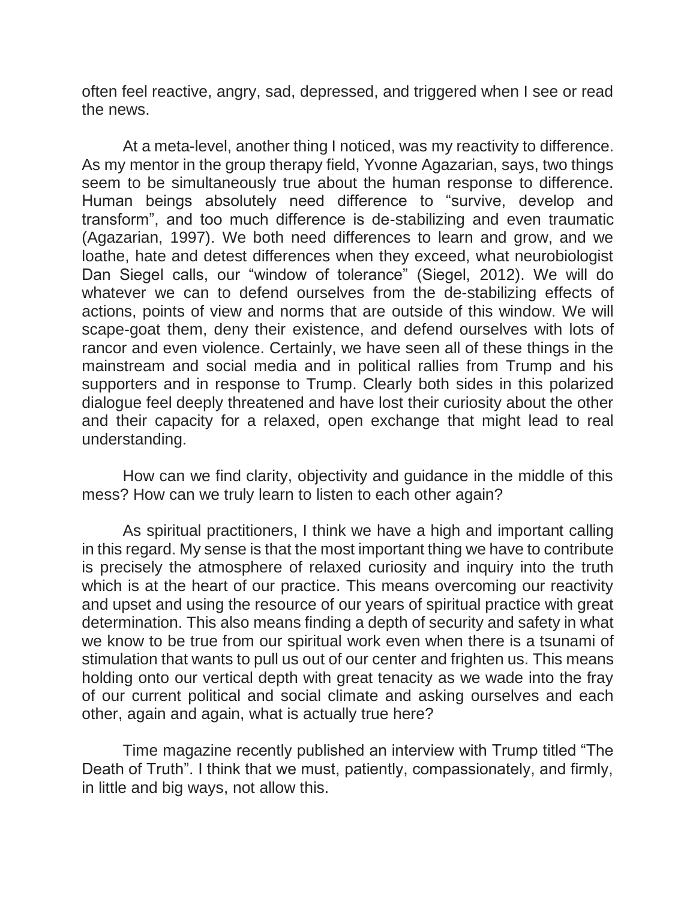often feel reactive, angry, sad, depressed, and triggered when I see or read the news.

At a meta-level, another thing I noticed, was my reactivity to difference. As my mentor in the group therapy field, Yvonne Agazarian, says, two things seem to be simultaneously true about the human response to difference. Human beings absolutely need difference to "survive, develop and transform", and too much difference is de-stabilizing and even traumatic (Agazarian, 1997). We both need differences to learn and grow, and we loathe, hate and detest differences when they exceed, what neurobiologist Dan Siegel calls, our "window of tolerance" (Siegel, 2012). We will do whatever we can to defend ourselves from the de-stabilizing effects of actions, points of view and norms that are outside of this window. We will scape-goat them, deny their existence, and defend ourselves with lots of rancor and even violence. Certainly, we have seen all of these things in the mainstream and social media and in political rallies from Trump and his supporters and in response to Trump. Clearly both sides in this polarized dialogue feel deeply threatened and have lost their curiosity about the other and their capacity for a relaxed, open exchange that might lead to real understanding.

How can we find clarity, objectivity and guidance in the middle of this mess? How can we truly learn to listen to each other again?

As spiritual practitioners, I think we have a high and important calling in this regard. My sense is that the most important thing we have to contribute is precisely the atmosphere of relaxed curiosity and inquiry into the truth which is at the heart of our practice. This means overcoming our reactivity and upset and using the resource of our years of spiritual practice with great determination. This also means finding a depth of security and safety in what we know to be true from our spiritual work even when there is a tsunami of stimulation that wants to pull us out of our center and frighten us. This means holding onto our vertical depth with great tenacity as we wade into the fray of our current political and social climate and asking ourselves and each other, again and again, what is actually true here?

Time magazine recently published an interview with Trump titled "The Death of Truth". I think that we must, patiently, compassionately, and firmly, in little and big ways, not allow this.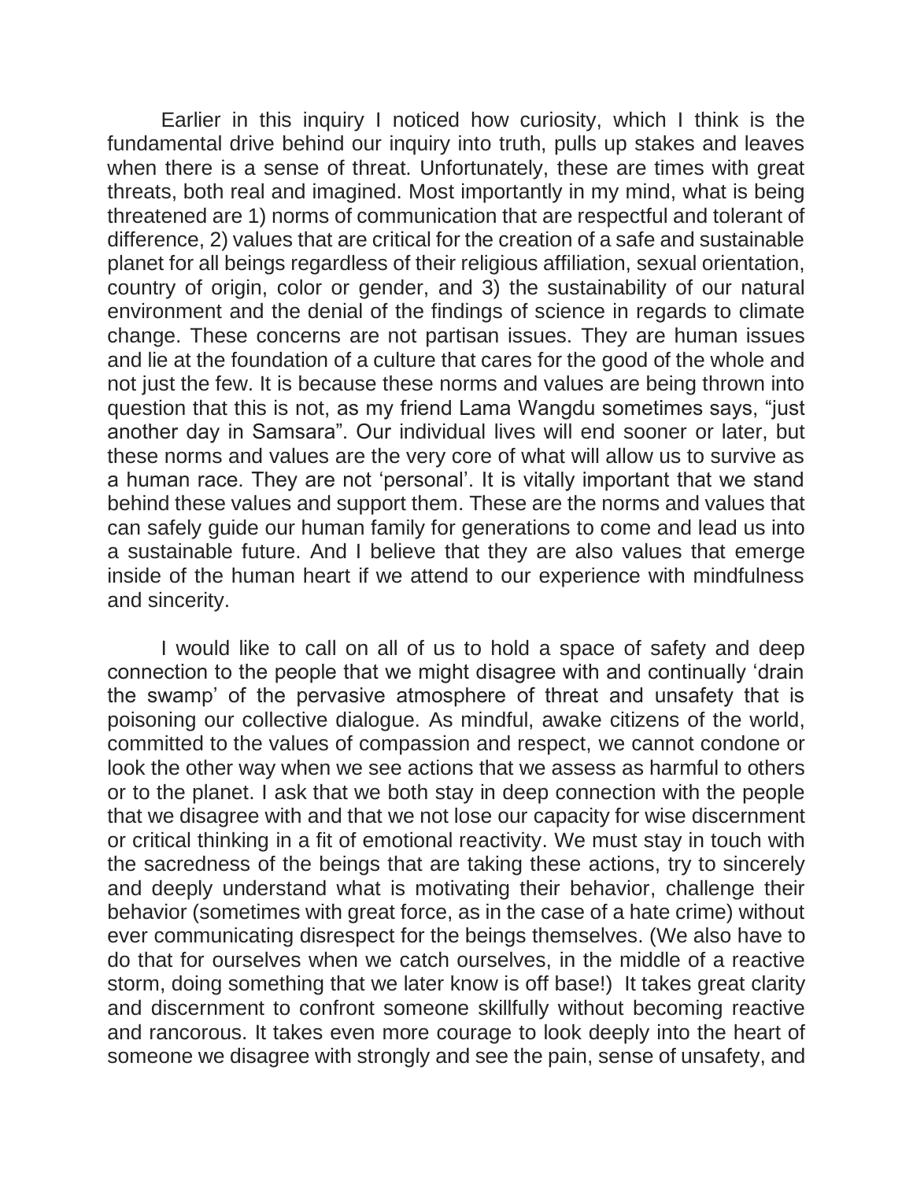Earlier in this inquiry I noticed how curiosity, which I think is the fundamental drive behind our inquiry into truth, pulls up stakes and leaves when there is a sense of threat. Unfortunately, these are times with great threats, both real and imagined. Most importantly in my mind, what is being threatened are 1) norms of communication that are respectful and tolerant of difference, 2) values that are critical for the creation of a safe and sustainable planet for all beings regardless of their religious affiliation, sexual orientation, country of origin, color or gender, and 3) the sustainability of our natural environment and the denial of the findings of science in regards to climate change. These concerns are not partisan issues. They are human issues and lie at the foundation of a culture that cares for the good of the whole and not just the few. It is because these norms and values are being thrown into question that this is not, as my friend Lama Wangdu sometimes says, "just another day in Samsara". Our individual lives will end sooner or later, but these norms and values are the very core of what will allow us to survive as a human race. They are not 'personal'. It is vitally important that we stand behind these values and support them. These are the norms and values that can safely guide our human family for generations to come and lead us into a sustainable future. And I believe that they are also values that emerge inside of the human heart if we attend to our experience with mindfulness and sincerity.

I would like to call on all of us to hold a space of safety and deep connection to the people that we might disagree with and continually 'drain the swamp' of the pervasive atmosphere of threat and unsafety that is poisoning our collective dialogue. As mindful, awake citizens of the world, committed to the values of compassion and respect, we cannot condone or look the other way when we see actions that we assess as harmful to others or to the planet. I ask that we both stay in deep connection with the people that we disagree with and that we not lose our capacity for wise discernment or critical thinking in a fit of emotional reactivity. We must stay in touch with the sacredness of the beings that are taking these actions, try to sincerely and deeply understand what is motivating their behavior, challenge their behavior (sometimes with great force, as in the case of a hate crime) without ever communicating disrespect for the beings themselves. (We also have to do that for ourselves when we catch ourselves, in the middle of a reactive storm, doing something that we later know is off base!) It takes great clarity and discernment to confront someone skillfully without becoming reactive and rancorous. It takes even more courage to look deeply into the heart of someone we disagree with strongly and see the pain, sense of unsafety, and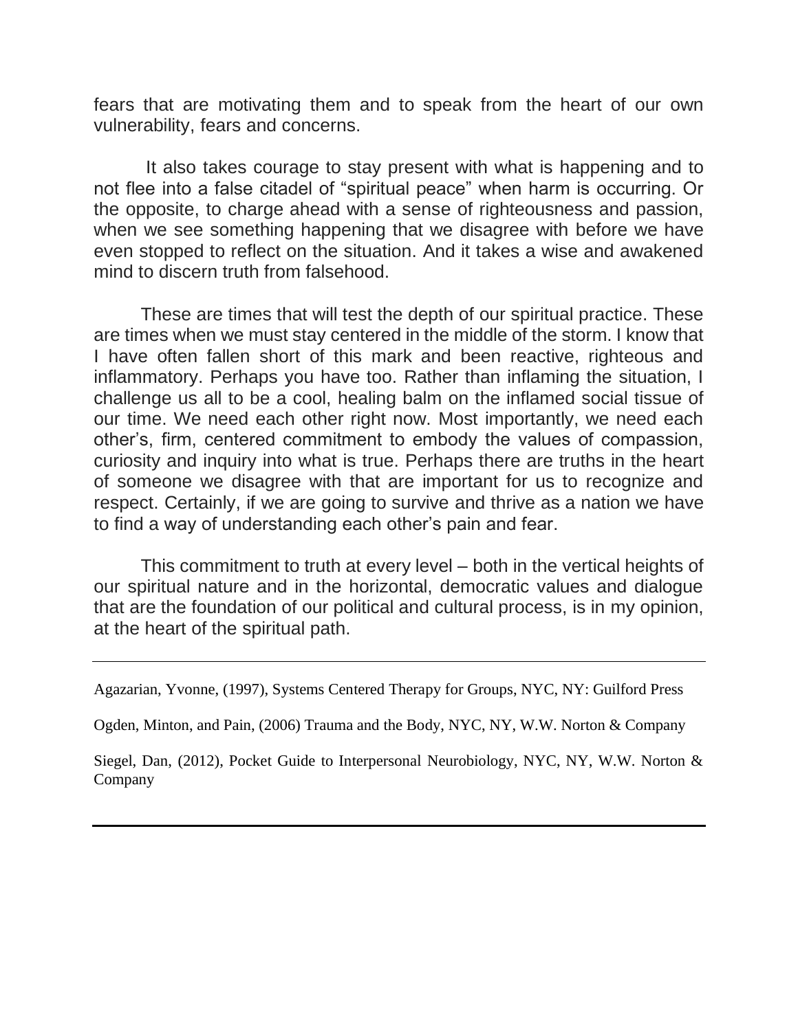fears that are motivating them and to speak from the heart of our own vulnerability, fears and concerns.

It also takes courage to stay present with what is happening and to not flee into a false citadel of "spiritual peace" when harm is occurring. Or the opposite, to charge ahead with a sense of righteousness and passion, when we see something happening that we disagree with before we have even stopped to reflect on the situation. And it takes a wise and awakened mind to discern truth from falsehood.

These are times that will test the depth of our spiritual practice. These are times when we must stay centered in the middle of the storm. I know that I have often fallen short of this mark and been reactive, righteous and inflammatory. Perhaps you have too. Rather than inflaming the situation, I challenge us all to be a cool, healing balm on the inflamed social tissue of our time. We need each other right now. Most importantly, we need each other's, firm, centered commitment to embody the values of compassion, curiosity and inquiry into what is true. Perhaps there are truths in the heart of someone we disagree with that are important for us to recognize and respect. Certainly, if we are going to survive and thrive as a nation we have to find a way of understanding each other's pain and fear.

This commitment to truth at every level – both in the vertical heights of our spiritual nature and in the horizontal, democratic values and dialogue that are the foundation of our political and cultural process, is in my opinion, at the heart of the spiritual path.

---

Agazarian, Yvonne, (1997), Systems Centered Therapy for Groups, NYC, NY: Guilford Press

Ogden, Minton, and Pain, (2006) Trauma and the Body, NYC, NY, W.W. Norton & Company

Siegel, Dan, (2012), Pocket Guide to Interpersonal Neurobiology, NYC, NY, W.W. Norton & Company